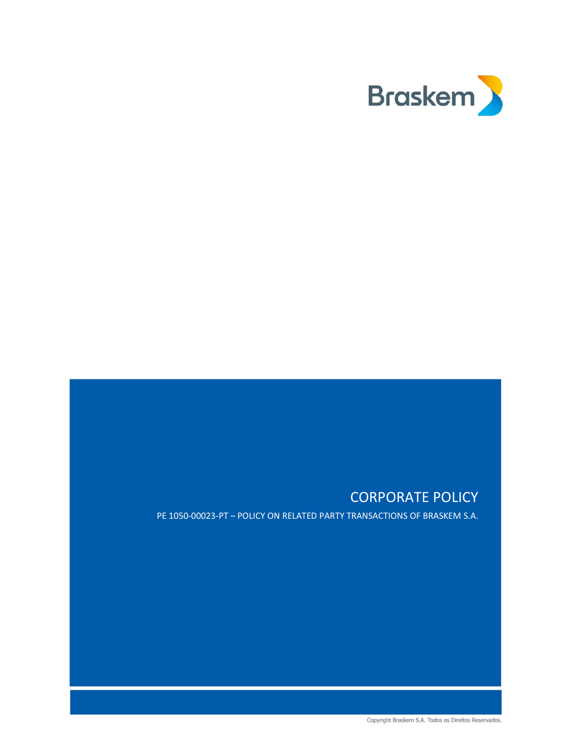Braskem

# CORPORATE POLICY

PE 1050-00023-PT – POLICY ON RELATED PARTY TRANSACTIONS OF BRASKEM S.A.

Copyright Braskem S.A. Todos os Direitos Reservados.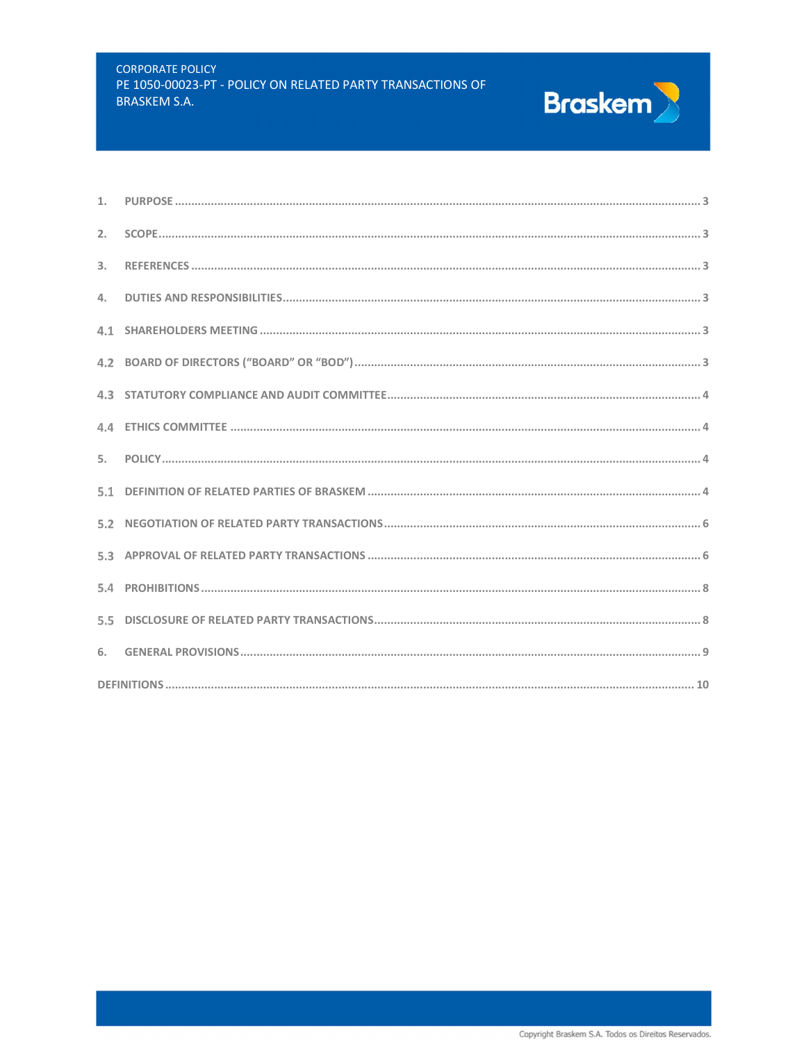1. PURPOSE ..... 3

2. SCOPE ..... 3

3. REFERENCES ..... 3

4. DUTIES AND RESPONSIBILITIES ..... 3

4.1 SHAREHOLDERS MEETING ..... 3

4.2 BOARD OF DIRECTORS ("BOARD" OR "BOD") ..... 3

4.3 STATUTORY COMPLIANCE AND AUDIT COMMITTEE ..... 4

4.4 ETHICS COMMITTEE ..... 4

5. POLICY ..... 4

5.1 DEFINITION OF RELATED PARTIES OF BRASKEM ..... 4

5.2 NEGOTIATION OF RELATED PARTY TRANSACTIONS ..... 6

5.3 APPROVAL OF RELATED PARTY TRANSACTIONS ..... 6

5.4 PROHIBITIONS ..... 8

5.5 DISCLOSURE OF RELATED PARTY TRANSACTIONS ..... 8

6. GENERAL PROVISIONS ..... 9

DEFINITIONS ..... 10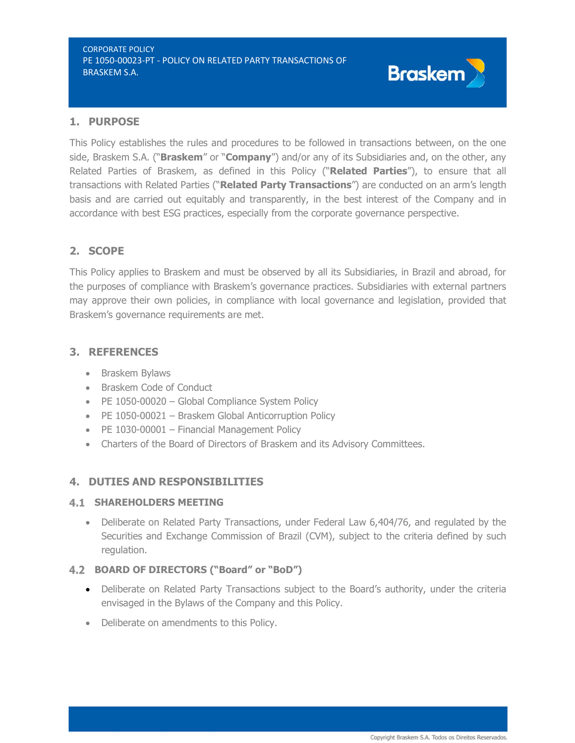## 1. PURPOSE

This Policy establishes the rules and procedures to be followed in transactions between, on the one side, Braskem S.A. ("**Braskem**" or "**Company**") and/or any of its Subsidiaries and, on the other, any Related Parties of Braskem, as defined in this Policy ("**Related Parties**"), to ensure that all transactions with Related Parties ("**Related Party Transactions**") are conducted on an arm's length basis and are carried out equitably and transparently, in the best interest of the Company and in accordance with best ESG practices, especially from the corporate governance perspective.

## 2. SCOPE

This Policy applies to Braskem and must be observed by all its Subsidiaries, in Brazil and abroad, for the purposes of compliance with Braskem's governance practices. Subsidiaries with external partners may approve their own policies, in compliance with local governance and legislation, provided that Braskem's governance requirements are met.

## 3. REFERENCES

- Braskem Bylaws
- Braskem Code of Conduct
- PE 1050-00020 – Global Compliance System Policy
- PE 1050-00021 – Braskem Global Anticorruption Policy
- PE 1030-00001 – Financial Management Policy
- Charters of the Board of Directors of Braskem and its Advisory Committees.

## 4. DUTIES AND RESPONSIBILITIES

### 4.1 SHAREHOLDERS MEETING

- Deliberate on Related Party Transactions, under Federal Law 6,404/76, and regulated by the Securities and Exchange Commission of Brazil (CVM), subject to the criteria defined by such regulation.

### 4.2 BOARD OF DIRECTORS ("Board" or "BoD")

- Deliberate on Related Party Transactions subject to the Board's authority, under the criteria envisaged in the Bylaws of the Company and this Policy.
- Deliberate on amendments to this Policy.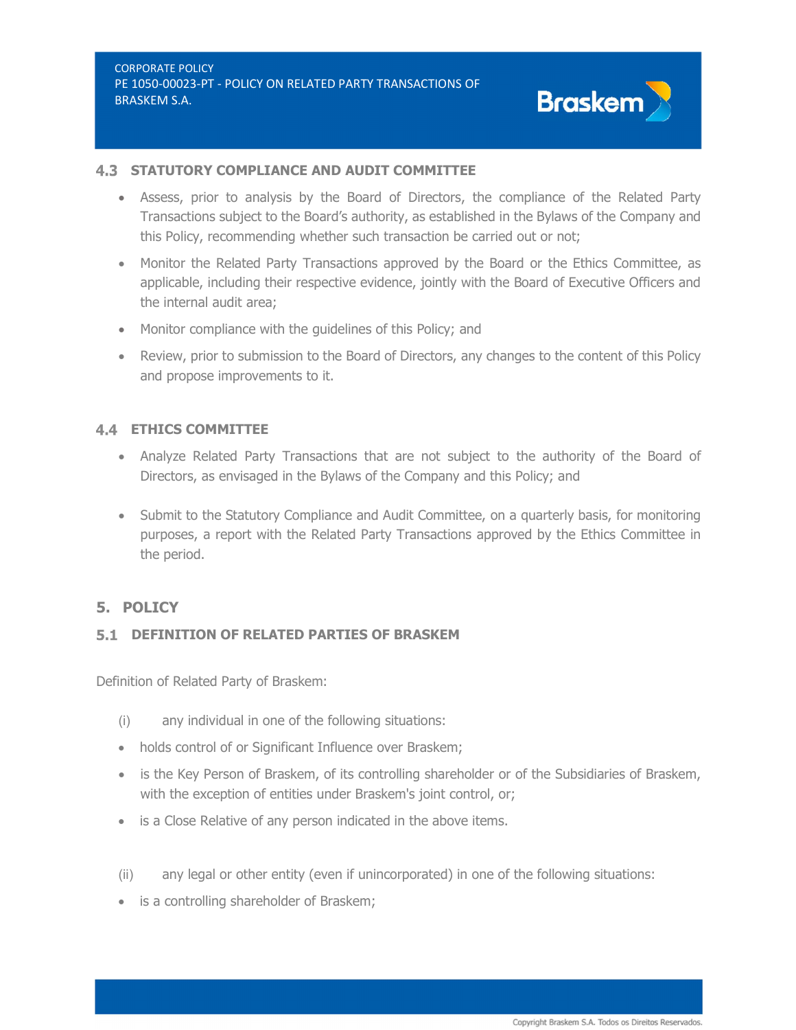### 4.3 STATUTORY COMPLIANCE AND AUDIT COMMITTEE

- Assess, prior to analysis by the Board of Directors, the compliance of the Related Party Transactions subject to the Board's authority, as established in the Bylaws of the Company and this Policy, recommending whether such transaction be carried out or not;
- Monitor the Related Party Transactions approved by the Board or the Ethics Committee, as applicable, including their respective evidence, jointly with the Board of Executive Officers and the internal audit area;
- Monitor compliance with the guidelines of this Policy; and
- Review, prior to submission to the Board of Directors, any changes to the content of this Policy and propose improvements to it.

### 4.4 ETHICS COMMITTEE

- Analyze Related Party Transactions that are not subject to the authority of the Board of Directors, as envisaged in the Bylaws of the Company and this Policy; and
- Submit to the Statutory Compliance and Audit Committee, on a quarterly basis, for monitoring purposes, a report with the Related Party Transactions approved by the Ethics Committee in the period.

## 5. POLICY

### 5.1 DEFINITION OF RELATED PARTIES OF BRASKEM

Definition of Related Party of Braskem:

(i) any individual in one of the following situations:

- holds control of or Significant Influence over Braskem;
- is the Key Person of Braskem, of its controlling shareholder or of the Subsidiaries of Braskem, with the exception of entities under Braskem's joint control, or;
- is a Close Relative of any person indicated in the above items.

(ii) any legal or other entity (even if unincorporated) in one of the following situations:

- is a controlling shareholder of Braskem;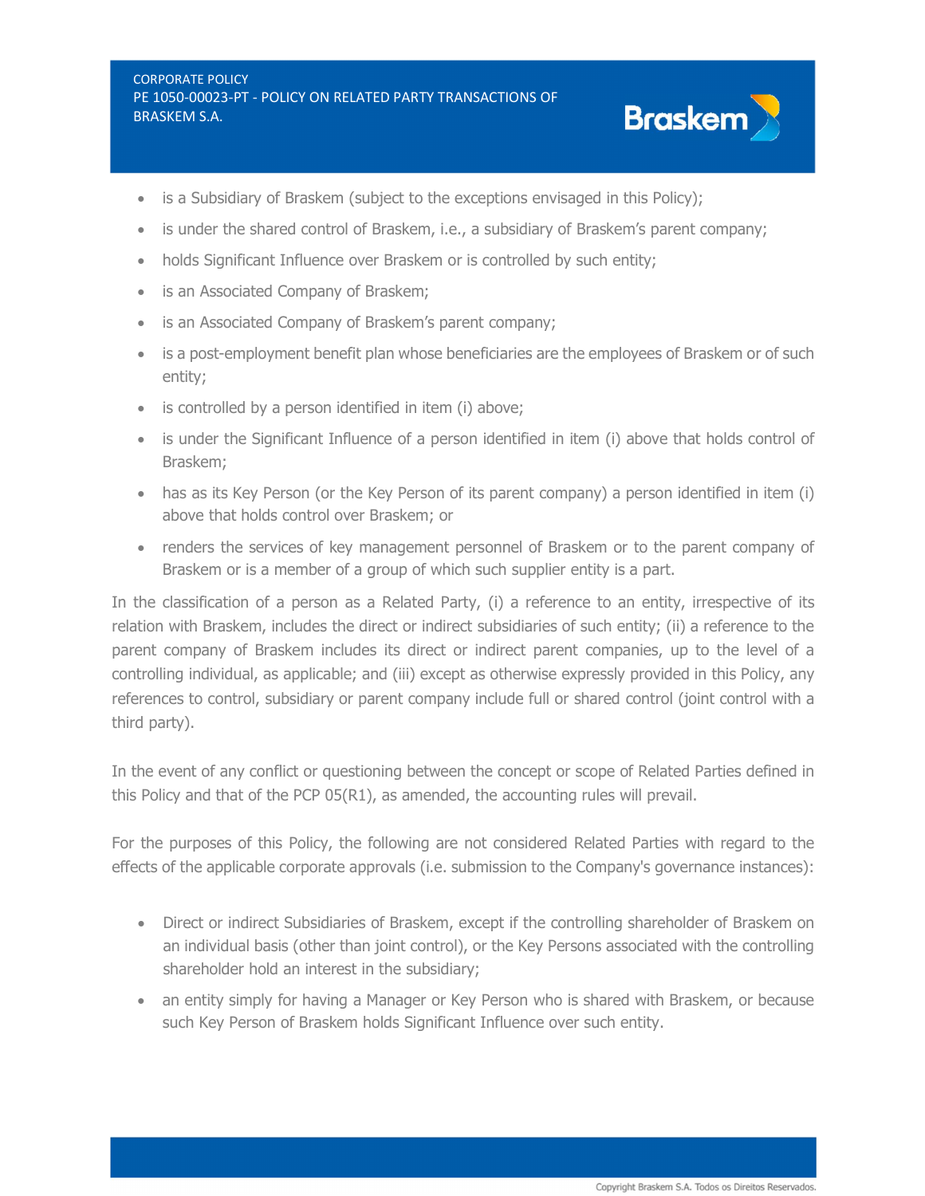- is a Subsidiary of Braskem (subject to the exceptions envisaged in this Policy);
- is under the shared control of Braskem, i.e., a subsidiary of Braskem's parent company;
- holds Significant Influence over Braskem or is controlled by such entity;
- is an Associated Company of Braskem;
- is an Associated Company of Braskem's parent company;
- is a post-employment benefit plan whose beneficiaries are the employees of Braskem or of such entity;
- is controlled by a person identified in item (i) above;
- is under the Significant Influence of a person identified in item (i) above that holds control of Braskem;
- has as its Key Person (or the Key Person of its parent company) a person identified in item (i) above that holds control over Braskem; or
- renders the services of key management personnel of Braskem or to the parent company of Braskem or is a member of a group of which such supplier entity is a part.

In the classification of a person as a Related Party, (i) a reference to an entity, irrespective of its relation with Braskem, includes the direct or indirect subsidiaries of such entity; (ii) a reference to the parent company of Braskem includes its direct or indirect parent companies, up to the level of a controlling individual, as applicable; and (iii) except as otherwise expressly provided in this Policy, any references to control, subsidiary or parent company include full or shared control (joint control with a third party).

In the event of any conflict or questioning between the concept or scope of Related Parties defined in this Policy and that of the PCP 05(R1), as amended, the accounting rules will prevail.

For the purposes of this Policy, the following are not considered Related Parties with regard to the effects of the applicable corporate approvals (i.e. submission to the Company's governance instances):

- Direct or indirect Subsidiaries of Braskem, except if the controlling shareholder of Braskem on an individual basis (other than joint control), or the Key Persons associated with the controlling shareholder hold an interest in the subsidiary;
- an entity simply for having a Manager or Key Person who is shared with Braskem, or because such Key Person of Braskem holds Significant Influence over such entity.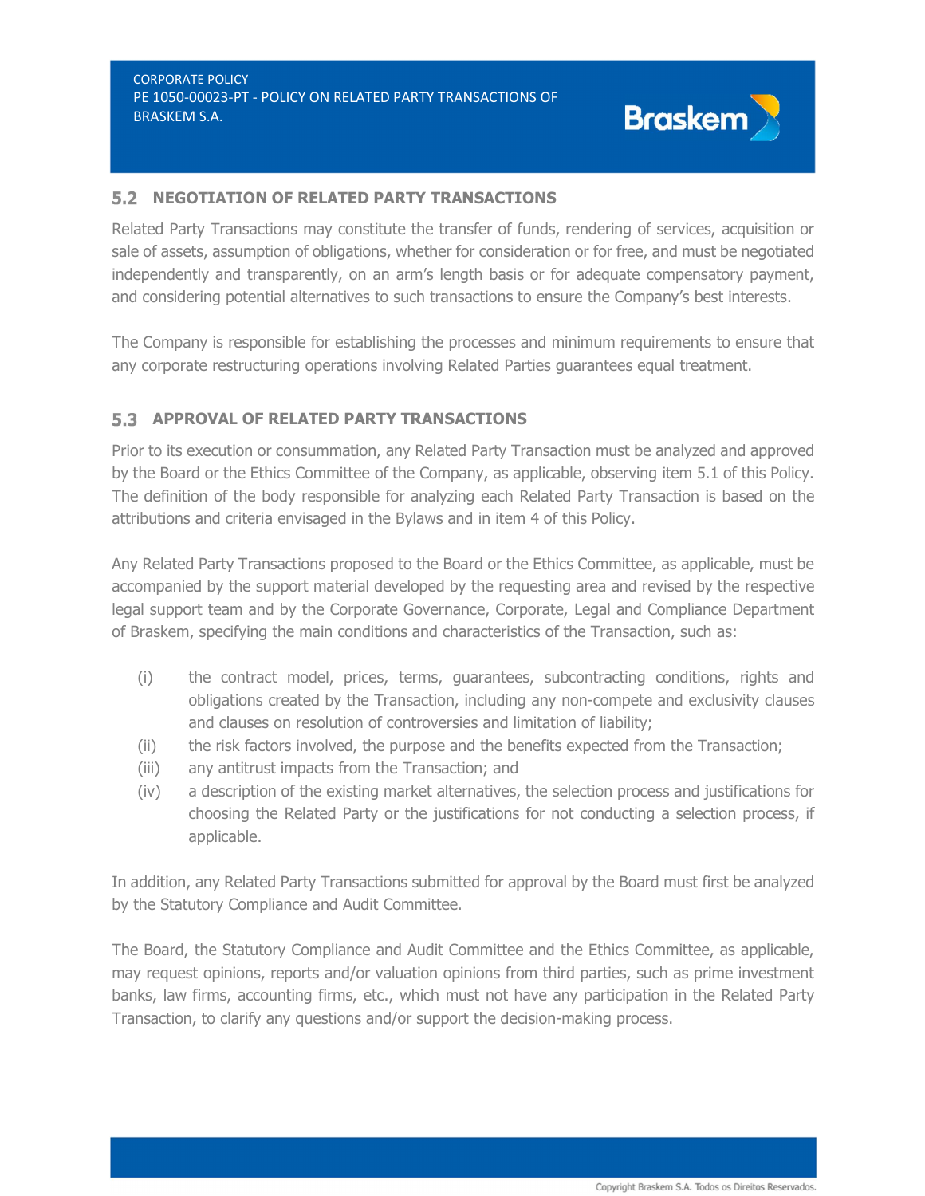## 5.2 NEGOTIATION OF RELATED PARTY TRANSACTIONS

Related Party Transactions may constitute the transfer of funds, rendering of services, acquisition or sale of assets, assumption of obligations, whether for consideration or for free, and must be negotiated independently and transparently, on an arm's length basis or for adequate compensatory payment, and considering potential alternatives to such transactions to ensure the Company's best interests.

The Company is responsible for establishing the processes and minimum requirements to ensure that any corporate restructuring operations involving Related Parties guarantees equal treatment.

## 5.3 APPROVAL OF RELATED PARTY TRANSACTIONS

Prior to its execution or consummation, any Related Party Transaction must be analyzed and approved by the Board or the Ethics Committee of the Company, as applicable, observing item 5.1 of this Policy. The definition of the body responsible for analyzing each Related Party Transaction is based on the attributions and criteria envisaged in the Bylaws and in item 4 of this Policy.

Any Related Party Transactions proposed to the Board or the Ethics Committee, as applicable, must be accompanied by the support material developed by the requesting area and revised by the respective legal support team and by the Corporate Governance, Corporate, Legal and Compliance Department of Braskem, specifying the main conditions and characteristics of the Transaction, such as:

(i) the contract model, prices, terms, guarantees, subcontracting conditions, rights and obligations created by the Transaction, including any non-compete and exclusivity clauses and clauses on resolution of controversies and limitation of liability;
(ii) the risk factors involved, the purpose and the benefits expected from the Transaction;
(iii) any antitrust impacts from the Transaction; and
(iv) a description of the existing market alternatives, the selection process and justifications for choosing the Related Party or the justifications for not conducting a selection process, if applicable.

In addition, any Related Party Transactions submitted for approval by the Board must first be analyzed by the Statutory Compliance and Audit Committee.

The Board, the Statutory Compliance and Audit Committee and the Ethics Committee, as applicable, may request opinions, reports and/or valuation opinions from third parties, such as prime investment banks, law firms, accounting firms, etc., which must not have any participation in the Related Party Transaction, to clarify any questions and/or support the decision-making process.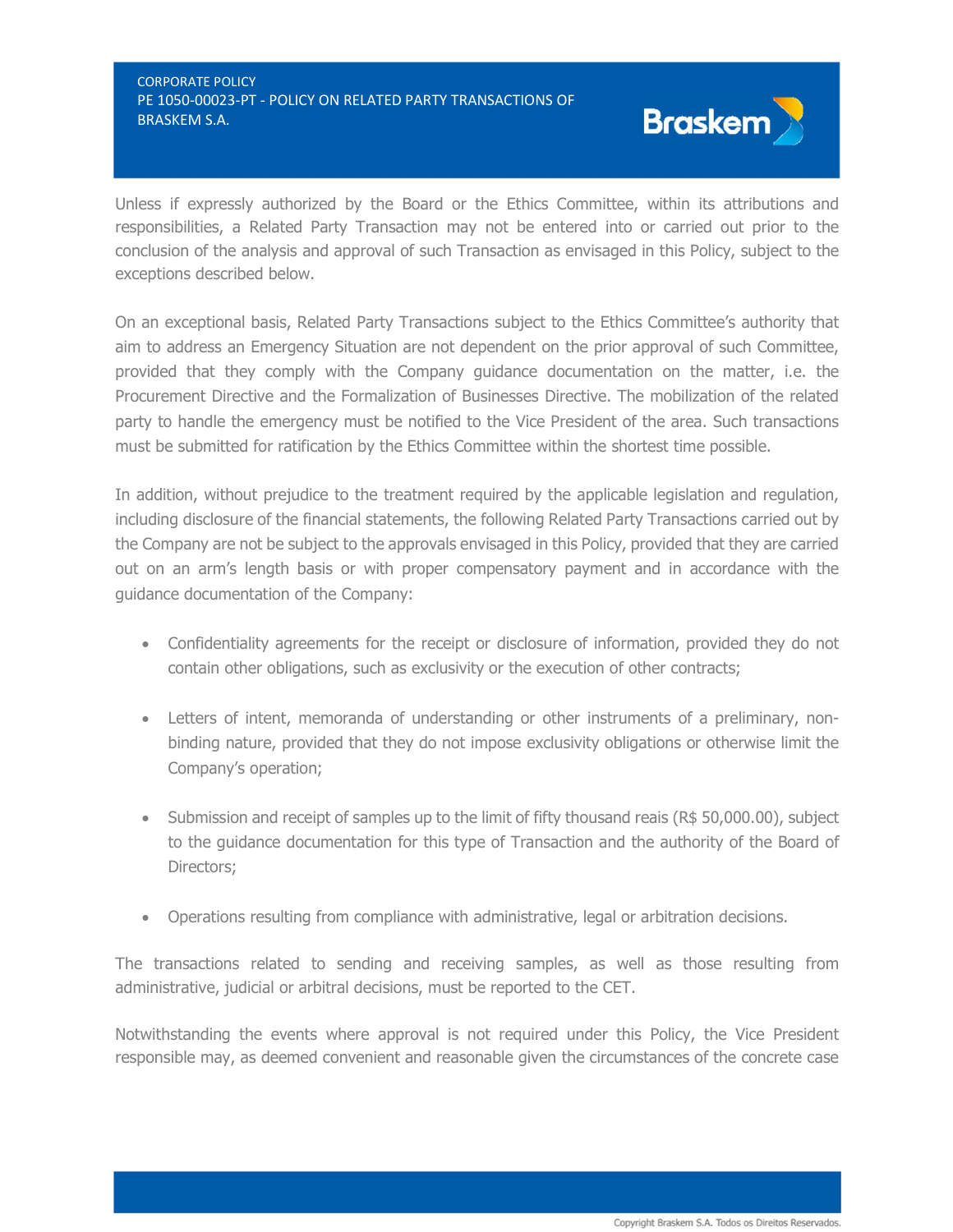Unless if expressly authorized by the Board or the Ethics Committee, within its attributions and responsibilities, a Related Party Transaction may not be entered into or carried out prior to the conclusion of the analysis and approval of such Transaction as envisaged in this Policy, subject to the exceptions described below.

On an exceptional basis, Related Party Transactions subject to the Ethics Committee's authority that aim to address an Emergency Situation are not dependent on the prior approval of such Committee, provided that they comply with the Company guidance documentation on the matter, i.e. the Procurement Directive and the Formalization of Businesses Directive. The mobilization of the related party to handle the emergency must be notified to the Vice President of the area. Such transactions must be submitted for ratification by the Ethics Committee within the shortest time possible.

In addition, without prejudice to the treatment required by the applicable legislation and regulation, including disclosure of the financial statements, the following Related Party Transactions carried out by the Company are not be subject to the approvals envisaged in this Policy, provided that they are carried out on an arm's length basis or with proper compensatory payment and in accordance with the guidance documentation of the Company:

- Confidentiality agreements for the receipt or disclosure of information, provided they do not contain other obligations, such as exclusivity or the execution of other contracts;
- Letters of intent, memoranda of understanding or other instruments of a preliminary, non-binding nature, provided that they do not impose exclusivity obligations or otherwise limit the Company's operation;
- Submission and receipt of samples up to the limit of fifty thousand reais (R$ 50,000.00), subject to the guidance documentation for this type of Transaction and the authority of the Board of Directors;
- Operations resulting from compliance with administrative, legal or arbitration decisions.

The transactions related to sending and receiving samples, as well as those resulting from administrative, judicial or arbitral decisions, must be reported to the CET.

Notwithstanding the events where approval is not required under this Policy, the Vice President responsible may, as deemed convenient and reasonable given the circumstances of the concrete case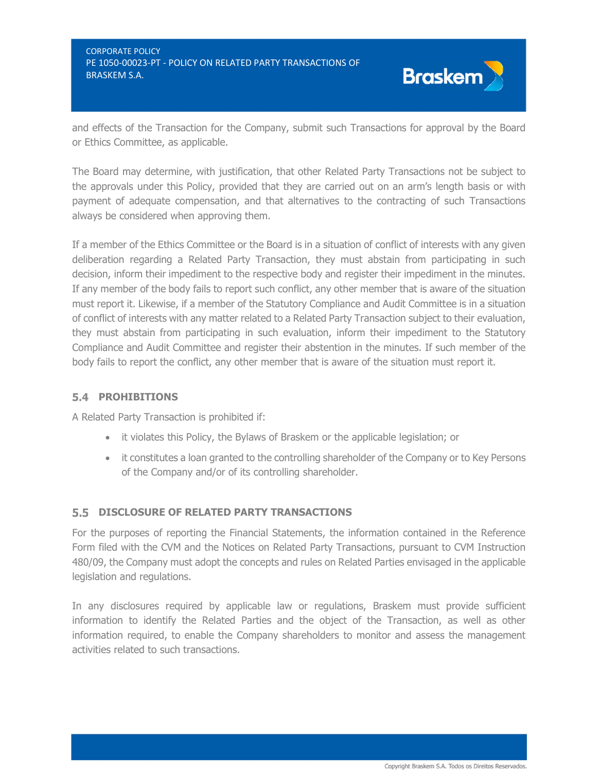and effects of the Transaction for the Company, submit such Transactions for approval by the Board or Ethics Committee, as applicable.

The Board may determine, with justification, that other Related Party Transactions not be subject to the approvals under this Policy, provided that they are carried out on an arm's length basis or with payment of adequate compensation, and that alternatives to the contracting of such Transactions always be considered when approving them.

If a member of the Ethics Committee or the Board is in a situation of conflict of interests with any given deliberation regarding a Related Party Transaction, they must abstain from participating in such decision, inform their impediment to the respective body and register their impediment in the minutes. If any member of the body fails to report such conflict, any other member that is aware of the situation must report it. Likewise, if a member of the Statutory Compliance and Audit Committee is in a situation of conflict of interests with any matter related to a Related Party Transaction subject to their evaluation, they must abstain from participating in such evaluation, inform their impediment to the Statutory Compliance and Audit Committee and register their abstention in the minutes. If such member of the body fails to report the conflict, any other member that is aware of the situation must report it.

### 5.4 PROHIBITIONS

A Related Party Transaction is prohibited if:

- it violates this Policy, the Bylaws of Braskem or the applicable legislation; or
- it constitutes a loan granted to the controlling shareholder of the Company or to Key Persons of the Company and/or of its controlling shareholder.

### 5.5 DISCLOSURE OF RELATED PARTY TRANSACTIONS

For the purposes of reporting the Financial Statements, the information contained in the Reference Form filed with the CVM and the Notices on Related Party Transactions, pursuant to CVM Instruction 480/09, the Company must adopt the concepts and rules on Related Parties envisaged in the applicable legislation and regulations.

In any disclosures required by applicable law or regulations, Braskem must provide sufficient information to identify the Related Parties and the object of the Transaction, as well as other information required, to enable the Company shareholders to monitor and assess the management activities related to such transactions.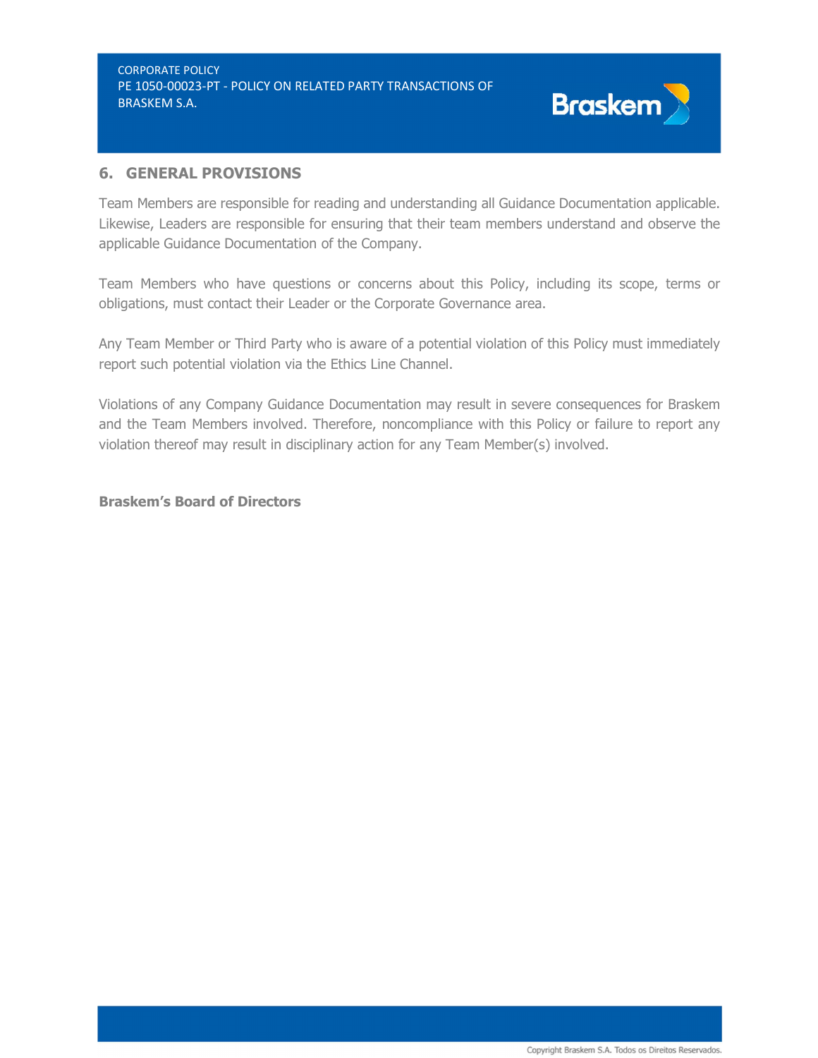## 6. GENERAL PROVISIONS

Team Members are responsible for reading and understanding all Guidance Documentation applicable. Likewise, Leaders are responsible for ensuring that their team members understand and observe the applicable Guidance Documentation of the Company.

Team Members who have questions or concerns about this Policy, including its scope, terms or obligations, must contact their Leader or the Corporate Governance area.

Any Team Member or Third Party who is aware of a potential violation of this Policy must immediately report such potential violation via the Ethics Line Channel.

Violations of any Company Guidance Documentation may result in severe consequences for Braskem and the Team Members involved. Therefore, noncompliance with this Policy or failure to report any violation thereof may result in disciplinary action for any Team Member(s) involved.

**Braskem's Board of Directors**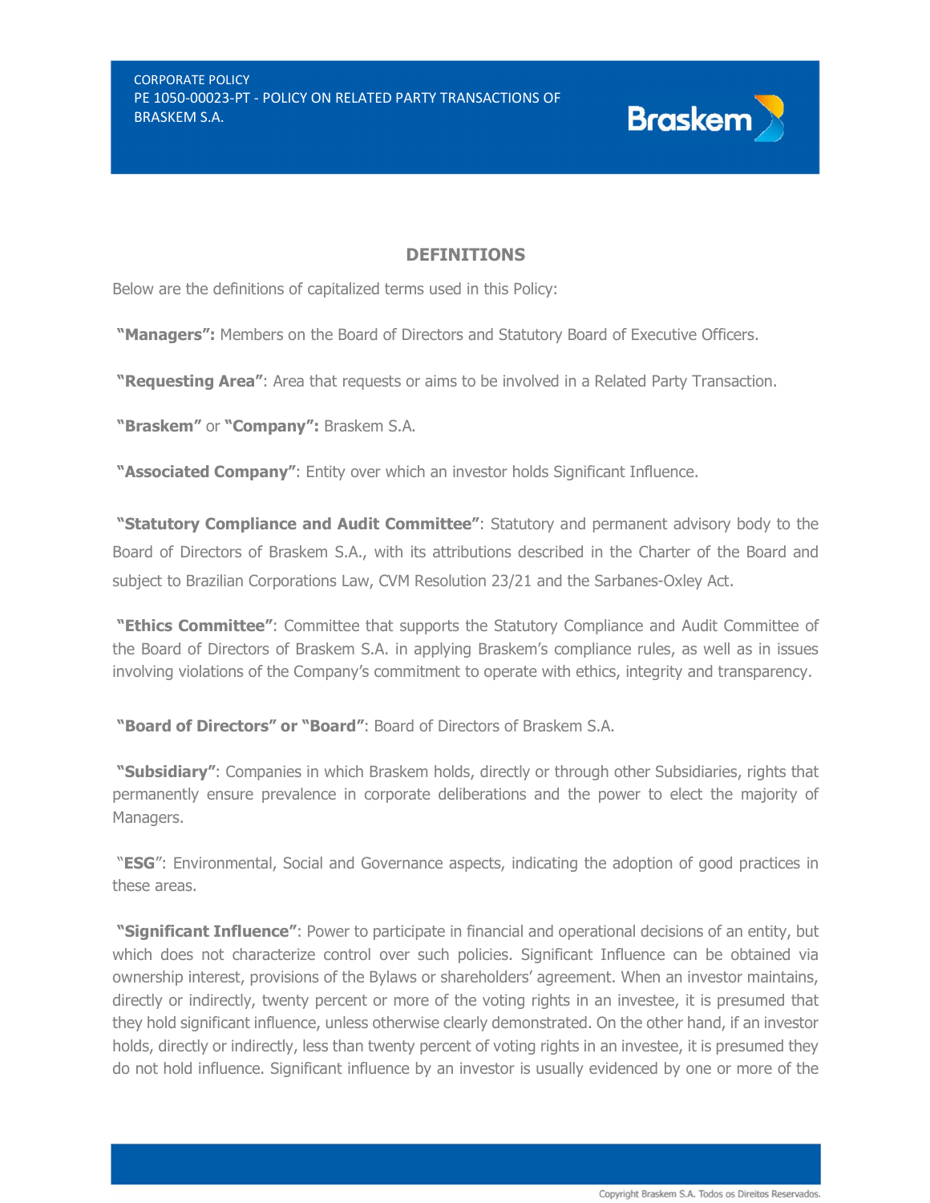## DEFINITIONS

Below are the definitions of capitalized terms used in this Policy:

**"Managers":** Members on the Board of Directors and Statutory Board of Executive Officers.

**"Requesting Area"**: Area that requests or aims to be involved in a Related Party Transaction.

**"Braskem"** or **"Company":** Braskem S.A.

**"Associated Company"**: Entity over which an investor holds Significant Influence.

**"Statutory Compliance and Audit Committee"**: Statutory and permanent advisory body to the Board of Directors of Braskem S.A., with its attributions described in the Charter of the Board and subject to Brazilian Corporations Law, CVM Resolution 23/21 and the Sarbanes-Oxley Act.

**"Ethics Committee"**: Committee that supports the Statutory Compliance and Audit Committee of the Board of Directors of Braskem S.A. in applying Braskem's compliance rules, as well as in issues involving violations of the Company's commitment to operate with ethics, integrity and transparency.

**"Board of Directors" or "Board"**: Board of Directors of Braskem S.A.

**"Subsidiary"**: Companies in which Braskem holds, directly or through other Subsidiaries, rights that permanently ensure prevalence in corporate deliberations and the power to elect the majority of Managers.

"**ESG**": Environmental, Social and Governance aspects, indicating the adoption of good practices in these areas.

**"Significant Influence"**: Power to participate in financial and operational decisions of an entity, but which does not characterize control over such policies. Significant Influence can be obtained via ownership interest, provisions of the Bylaws or shareholders' agreement. When an investor maintains, directly or indirectly, twenty percent or more of the voting rights in an investee, it is presumed that they hold significant influence, unless otherwise clearly demonstrated. On the other hand, if an investor holds, directly or indirectly, less than twenty percent of voting rights in an investee, it is presumed they do not hold influence. Significant influence by an investor is usually evidenced by one or more of the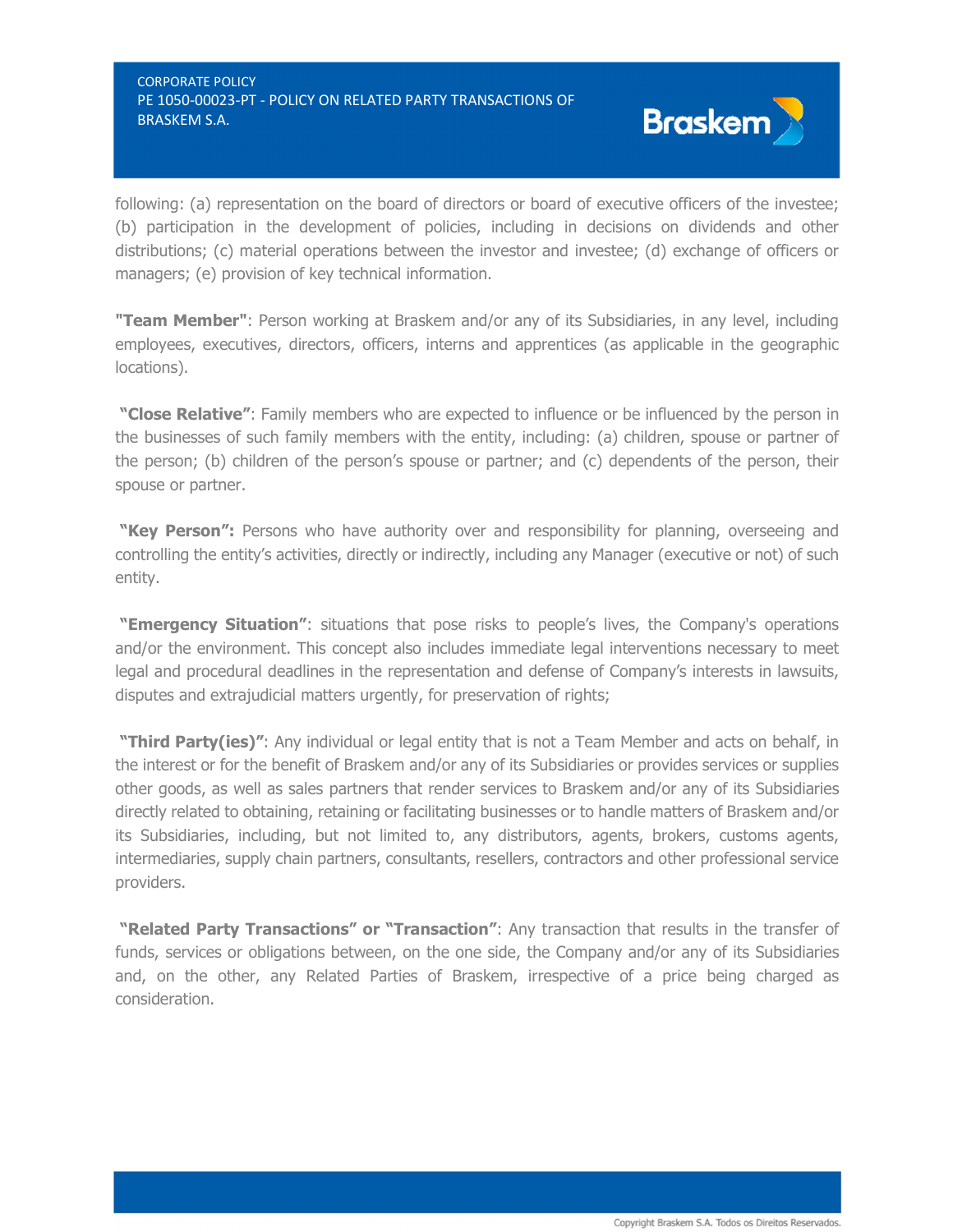following: (a) representation on the board of directors or board of executive officers of the investee; (b) participation in the development of policies, including in decisions on dividends and other distributions; (c) material operations between the investor and investee; (d) exchange of officers or managers; (e) provision of key technical information.

**"Team Member"**: Person working at Braskem and/or any of its Subsidiaries, in any level, including employees, executives, directors, officers, interns and apprentices (as applicable in the geographic locations).

**"Close Relative"**: Family members who are expected to influence or be influenced by the person in the businesses of such family members with the entity, including: (a) children, spouse or partner of the person; (b) children of the person's spouse or partner; and (c) dependents of the person, their spouse or partner.

**"Key Person":** Persons who have authority over and responsibility for planning, overseeing and controlling the entity's activities, directly or indirectly, including any Manager (executive or not) of such entity.

**"Emergency Situation"**: situations that pose risks to people's lives, the Company's operations and/or the environment. This concept also includes immediate legal interventions necessary to meet legal and procedural deadlines in the representation and defense of Company's interests in lawsuits, disputes and extrajudicial matters urgently, for preservation of rights;

**"Third Party(ies)"**: Any individual or legal entity that is not a Team Member and acts on behalf, in the interest or for the benefit of Braskem and/or any of its Subsidiaries or provides services or supplies other goods, as well as sales partners that render services to Braskem and/or any of its Subsidiaries directly related to obtaining, retaining or facilitating businesses or to handle matters of Braskem and/or its Subsidiaries, including, but not limited to, any distributors, agents, brokers, customs agents, intermediaries, supply chain partners, consultants, resellers, contractors and other professional service providers.

**"Related Party Transactions" or "Transaction"**: Any transaction that results in the transfer of funds, services or obligations between, on the one side, the Company and/or any of its Subsidiaries and, on the other, any Related Parties of Braskem, irrespective of a price being charged as consideration.